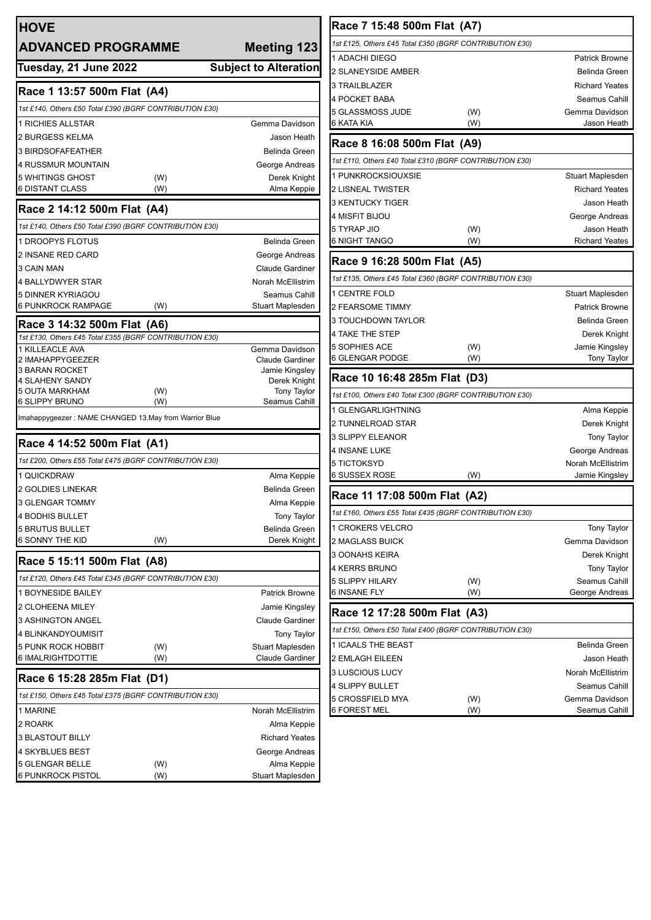# HOVE

## ADVANCED PROGRAMME — Meeting 123

**Tuesday, 21 June 2022** — **Subject to Alteration**

### Race 1 13:57 500m Flat (A4)

*1st £140, Others £50 Total £390 (BGRF CONTRIBUTION £30)*

| Trap | Dog | | Trainer |
|---|---|---|---|
| 1 | RICHIES ALLSTAR | | Gemma Davidson |
| 2 | BURGESS KELMA | | Jason Heath |
| 3 | BIRDSOFAFEATHER | | Belinda Green |
| 4 | RUSSMUR MOUNTAIN | | George Andreas |
| 5 | WHITINGS GHOST | (W) | Derek Knight |
| 6 | DISTANT CLASS | (W) | Alma Keppie |

### Race 2 14:12 500m Flat (A4)

*1st £140, Others £50 Total £390 (BGRF CONTRIBUTION £30)*

| Trap | Dog | | Trainer |
|---|---|---|---|
| 1 | DROOPYS FLOTUS | | Belinda Green |
| 2 | INSANE RED CARD | | George Andreas |
| 3 | CAIN MAN | | Claude Gardiner |
| 4 | BALLYDWYER STAR | | Norah McEllistrim |
| 5 | DINNER KYRIAGOU | | Seamus Cahill |
| 6 | PUNKROCK RAMPAGE | (W) | Stuart Maplesden |

### Race 3 14:32 500m Flat (A6)

*1st £130, Others £45 Total £355 (BGRF CONTRIBUTION £30)*

| Trap | Dog | | Trainer |
|---|---|---|---|
| 1 | KILLEACLE AVA | | Gemma Davidson |
| 2 | IMAHAPPYGEEZER | | Claude Gardiner |
| 3 | BARAN ROCKET | | Jamie Kingsley |
| 4 | SLAHENY SANDY | | Derek Knight |
| 5 | OUTA MARKHAM | (W) | Tony Taylor |
| 6 | SLIPPY BRUNO | (W) | Seamus Cahill |

Imahappygeezer : NAME CHANGED 13.May from Warrior Blue

### Race 4 14:52 500m Flat (A1)

*1st £200, Others £55 Total £475 (BGRF CONTRIBUTION £30)*

| Trap | Dog | | Trainer |
|---|---|---|---|
| 1 | QUICKDRAW | | Alma Keppie |
| 2 | GOLDIES LINEKAR | | Belinda Green |
| 3 | GLENGAR TOMMY | | Alma Keppie |
| 4 | BODHIS BULLET | | Tony Taylor |
| 5 | BRUTUS BULLET | | Belinda Green |
| 6 | SONNY THE KID | (W) | Derek Knight |

### Race 5 15:11 500m Flat (A8)

*1st £120, Others £45 Total £345 (BGRF CONTRIBUTION £30)*

| Trap | Dog | | Trainer |
|---|---|---|---|
| 1 | BOYNESIDE BAILEY | | Patrick Browne |
| 2 | CLOHEENA MILEY | | Jamie Kingsley |
| 3 | ASHINGTON ANGEL | | Claude Gardiner |
| 4 | BLINKANDYOUMISIT | | Tony Taylor |
| 5 | PUNK ROCK HOBBIT | (W) | Stuart Maplesden |
| 6 | IMALRIGHTDOTTIE | (W) | Claude Gardiner |

### Race 6 15:28 285m Flat (D1)

*1st £150, Others £45 Total £375 (BGRF CONTRIBUTION £30)*

| Trap | Dog | | Trainer |
|---|---|---|---|
| 1 | MARINE | | Norah McEllistrim |
| 2 | ROARK | | Alma Keppie |
| 3 | BLASTOUT BILLY | | Richard Yeates |
| 4 | SKYBLUES BEST | | George Andreas |
| 5 | GLENGAR BELLE | (W) | Alma Keppie |
| 6 | PUNKROCK PISTOL | (W) | Stuart Maplesden |

### Race 7 15:48 500m Flat (A7)

*1st £125, Others £45 Total £350 (BGRF CONTRIBUTION £30)*

| Trap | Dog | | Trainer |
|---|---|---|---|
| 1 | ADACHI DIEGO | | Patrick Browne |
| 2 | SLANEYSIDE AMBER | | Belinda Green |
| 3 | TRAILBLAZER | | Richard Yeates |
| 4 | POCKET BABA | | Seamus Cahill |
| 5 | GLASSMOSS JUDE | (W) | Gemma Davidson |
| 6 | KATA KIA | (W) | Jason Heath |

### Race 8 16:08 500m Flat (A9)

*1st £110, Others £40 Total £310 (BGRF CONTRIBUTION £30)*

| Trap | Dog | | Trainer |
|---|---|---|---|
| 1 | PUNKROCKSIOUXSIE | | Stuart Maplesden |
| 2 | LISNEAL TWISTER | | Richard Yeates |
| 3 | KENTUCKY TIGER | | Jason Heath |
| 4 | MISFIT BIJOU | | George Andreas |
| 5 | TYRAP JIO | (W) | Jason Heath |
| 6 | NIGHT TANGO | (W) | Richard Yeates |

### Race 9 16:28 500m Flat (A5)

*1st £135, Others £45 Total £360 (BGRF CONTRIBUTION £30)*

| Trap | Dog | | Trainer |
|---|---|---|---|
| 1 | CENTRE FOLD | | Stuart Maplesden |
| 2 | FEARSOME TIMMY | | Patrick Browne |
| 3 | TOUCHDOWN TAYLOR | | Belinda Green |
| 4 | TAKE THE STEP | | Derek Knight |
| 5 | SOPHIES ACE | (W) | Jamie Kingsley |
| 6 | GLENGAR PODGE | (W) | Tony Taylor |

### Race 10 16:48 285m Flat (D3)

*1st £100, Others £40 Total £300 (BGRF CONTRIBUTION £30)*

| Trap | Dog | | Trainer |
|---|---|---|---|
| 1 | GLENGARLIGHTNING | | Alma Keppie |
| 2 | TUNNELROAD STAR | | Derek Knight |
| 3 | SLIPPY ELEANOR | | Tony Taylor |
| 4 | INSANE LUKE | | George Andreas |
| 5 | TICTOKSYD | | Norah McEllistrim |
| 6 | SUSSEX ROSE | (W) | Jamie Kingsley |

### Race 11 17:08 500m Flat (A2)

*1st £160, Others £55 Total £435 (BGRF CONTRIBUTION £30)*

| Trap | Dog | | Trainer |
|---|---|---|---|
| 1 | CROKERS VELCRO | | Tony Taylor |
| 2 | MAGLASS BUICK | | Gemma Davidson |
| 3 | OONAHS KEIRA | | Derek Knight |
| 4 | KERRS BRUNO | | Tony Taylor |
| 5 | SLIPPY HILARY | (W) | Seamus Cahill |
| 6 | INSANE FLY | (W) | George Andreas |

### Race 12 17:28 500m Flat (A3)

*1st £150, Others £50 Total £400 (BGRF CONTRIBUTION £30)*

| Trap | Dog | | Trainer |
|---|---|---|---|
| 1 | ICAALS THE BEAST | | Belinda Green |
| 2 | EMLAGH EILEEN | | Jason Heath |
| 3 | LUSCIOUS LUCY | | Norah McEllistrim |
| 4 | SLIPPY BULLET | | Seamus Cahill |
| 5 | CROSSFIELD MYA | (W) | Gemma Davidson |
| 6 | FOREST MEL | (W) | Seamus Cahill |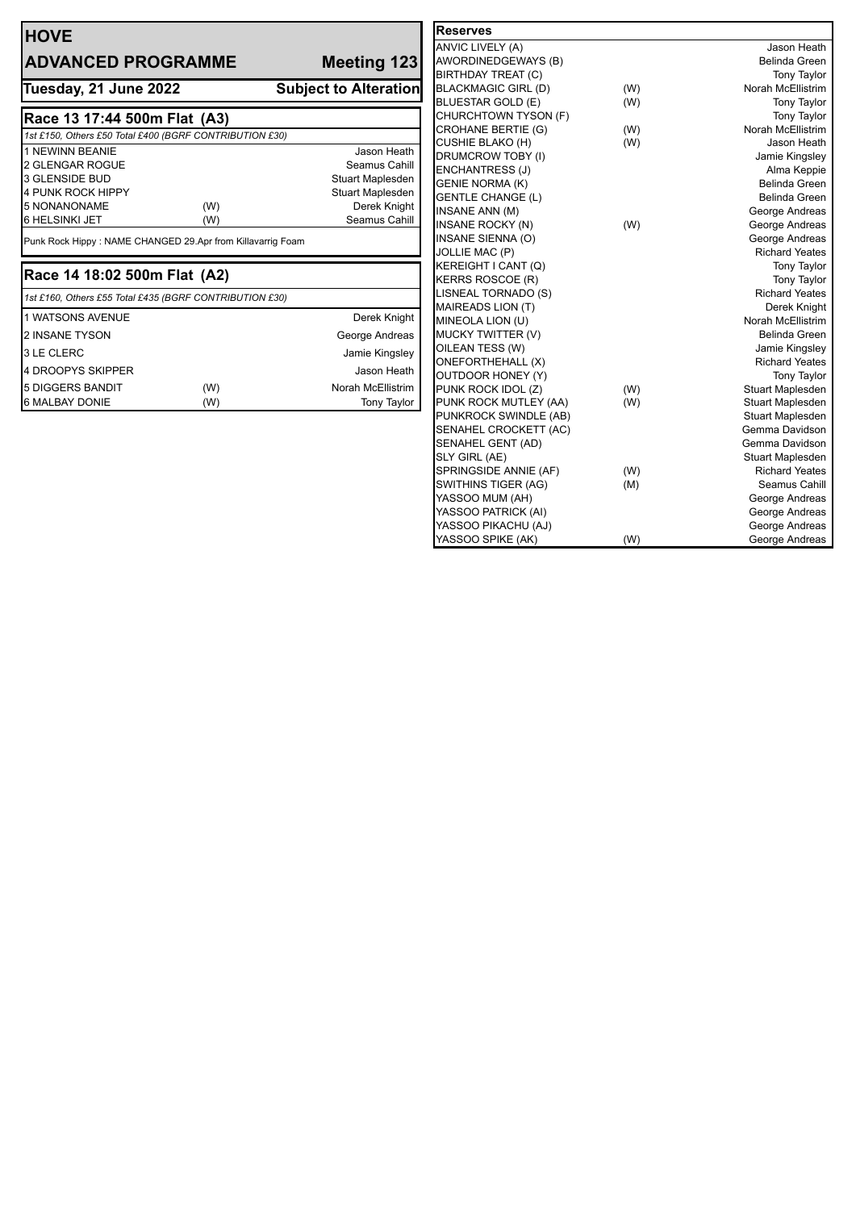# HOVE

## ADVANCED PROGRAMME — Meeting 123

**Tuesday, 21 June 2022** — **Subject to Alteration**

### Race 13 17:44 500m Flat (A3)

*1st £150, Others £50 Total £400 (BGRF CONTRIBUTION £30)*

| | | |
|---|---|---|
| 1 NEWINN BEANIE | | Jason Heath |
| 2 GLENGAR ROGUE | | Seamus Cahill |
| 3 GLENSIDE BUD | | Stuart Maplesden |
| 4 PUNK ROCK HIPPY | | Stuart Maplesden |
| 5 NONANONAME | (W) | Derek Knight |
| 6 HELSINKI JET | (W) | Seamus Cahill |

Punk Rock Hippy : NAME CHANGED 29.Apr from Killavarrig Foam

### Race 14 18:02 500m Flat (A2)

*1st £160, Others £55 Total £435 (BGRF CONTRIBUTION £30)*

| | | |
|---|---|---|
| 1 WATSONS AVENUE | | Derek Knight |
| 2 INSANE TYSON | | George Andreas |
| 3 LE CLERC | | Jamie Kingsley |
| 4 DROOPYS SKIPPER | | Jason Heath |
| 5 DIGGERS BANDIT | (W) | Norah McEllistrim |
| 6 MALBAY DONIE | (W) | Tony Taylor |

### Reserves

| | | |
|---|---|---|
| ANVIC LIVELY (A) | | Jason Heath |
| AWORDINEDGEWAYS (B) | | Belinda Green |
| BIRTHDAY TREAT (C) | | Tony Taylor |
| BLACKMAGIC GIRL (D) | (W) | Norah McEllistrim |
| BLUESTAR GOLD (E) | (W) | Tony Taylor |
| CHURCHTOWN TYSON (F) | | Tony Taylor |
| CROHANE BERTIE (G) | (W) | Norah McEllistrim |
| CUSHIE BLAKO (H) | (W) | Jason Heath |
| DRUMCROW TOBY (I) | | Jamie Kingsley |
| ENCHANTRESS (J) | | Alma Keppie |
| GENIE NORMA (K) | | Belinda Green |
| GENTLE CHANGE (L) | | Belinda Green |
| INSANE ANN (M) | | George Andreas |
| INSANE ROCKY (N) | (W) | George Andreas |
| INSANE SIENNA (O) | | George Andreas |
| JOLLIE MAC (P) | | Richard Yeates |
| KEREIGHT I CANT (Q) | | Tony Taylor |
| KERRS ROSCOE (R) | | Tony Taylor |
| LISNEAL TORNADO (S) | | Richard Yeates |
| MAIREADS LION (T) | | Derek Knight |
| MINEOLA LION (U) | | Norah McEllistrim |
| MUCKY TWITTER (V) | | Belinda Green |
| OILEAN TESS (W) | | Jamie Kingsley |
| ONEFORTHEHALL (X) | | Richard Yeates |
| OUTDOOR HONEY (Y) | | Tony Taylor |
| PUNK ROCK IDOL (Z) | (W) | Stuart Maplesden |
| PUNK ROCK MUTLEY (AA) | (W) | Stuart Maplesden |
| PUNKROCK SWINDLE (AB) | | Stuart Maplesden |
| SENAHEL CROCKETT (AC) | | Gemma Davidson |
| SENAHEL GENT (AD) | | Gemma Davidson |
| SLY GIRL (AE) | | Stuart Maplesden |
| SPRINGSIDE ANNIE (AF) | (W) | Richard Yeates |
| SWITHINS TIGER (AG) | (M) | Seamus Cahill |
| YASSOO MUM (AH) | | George Andreas |
| YASSOO PATRICK (AI) | | George Andreas |
| YASSOO PIKACHU (AJ) | | George Andreas |
| YASSOO SPIKE (AK) | (W) | George Andreas |